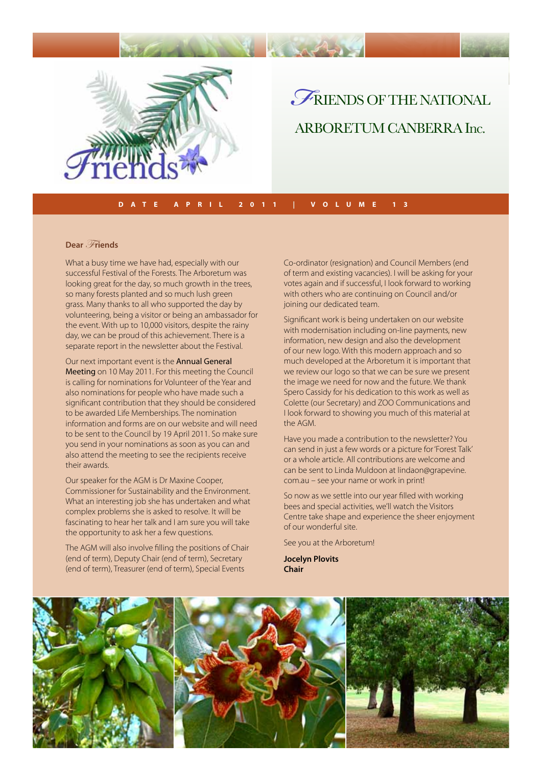# Friends of the National Arboretum Canberra Inc.

**DATE APRIL 2011 | VOLUME 13**

**Dear Friends**

What a busy time we have had, especially with our successful Festival of the Forests. The Arboretum was looking great for the day, so much growth in the trees, so many forests planted and so much lush green grass. Many thanks to all who supported the day by volunteering, being a visitor or being an ambassador for the event. With up to 10,000 visitors, despite the rainy day, we can be proud of this achievement. There is a separate report in the newsletter about the Festival.

Our next important event is the **Annual General Meeting** on 10 May 2011. For this meeting the Council is calling for nominations for Volunteer of the Year and also nominations for people who have made such a significant contribution that they should be considered to be awarded Life Memberships. The nomination information and forms are on our website and will need to be sent to the Council by 19 April 2011. So make sure you send in your nominations as soon as you can and also attend the meeting to see the recipients receive their awards.

Our speaker for the AGM is Dr Maxine Cooper, Commissioner for Sustainability and the Environment. What an interesting job she has undertaken and what complex problems she is asked to resolve. It will be fascinating to hear her talk and I am sure you will take the opportunity to ask her a few questions.

The AGM will also involve filling the positions of Chair (end of term), Deputy Chair (end of term), Secretary (end of term), Treasurer (end of term), Special Events Co-ordinator (resignation) and Council Members (end of term and existing vacancies). I will be asking for your votes again and if successful, I look forward to working with others who are continuing on Council and/or joining our dedicated team.

Significant work is being undertaken on our website with modernisation including on-line payments, new information, new design and also the development of our new logo. With this modern approach and so much developed at the Arboretum it is important that we review our logo so that we can be sure we present the image we need for now and the future. We thank Spero Cassidy for his dedication to this work as well as Colette (our Secretary) and ZOO Communications and I look forward to showing you much of this material at the AGM.

Have you made a contribution to the newsletter? You can send in just a few words or a picture for 'Forest Talk' or a whole article. All contributions are welcome and can be sent to Linda Muldoon at lindaon@grapevine.com.au – see your name or work in print!

So now as we settle into our year filled with working bees and special activities, we'll watch the Visitors Centre take shape and experience the sheer enjoyment of our wonderful site.

See you at the Arboretum!

**Jocelyn Plovits**
**Chair**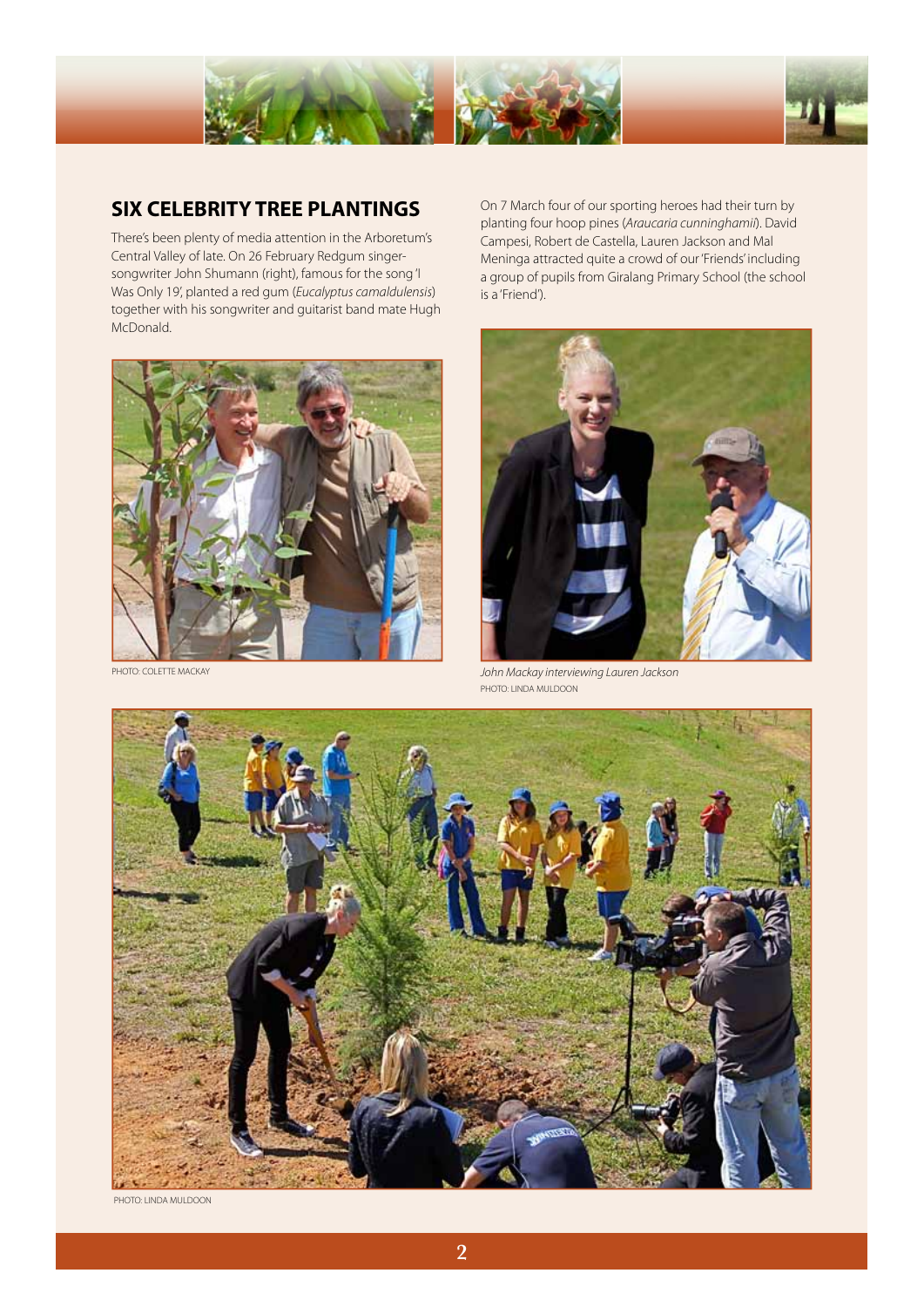## SIX CELEBRITY TREE PLANTINGS

There's been plenty of media attention in the Arboretum's Central Valley of late. On 26 February Redgum singer-songwriter John Shumann (right), famous for the song 'I Was Only 19', planted a red gum (*Eucalyptus camaldulensis*) together with his songwriter and guitarist band mate Hugh McDonald.

PHOTO: COLETTE MACKAY

On 7 March four of our sporting heroes had their turn by planting four hoop pines (*Araucaria cunninghamii*). David Campesi, Robert de Castella, Lauren Jackson and Mal Meninga attracted quite a crowd of our 'Friends' including a group of pupils from Giralang Primary School (the school is a 'Friend').

*John Mackay interviewing Lauren Jackson*
PHOTO: LINDA MULDOON

PHOTO: LINDA MULDOON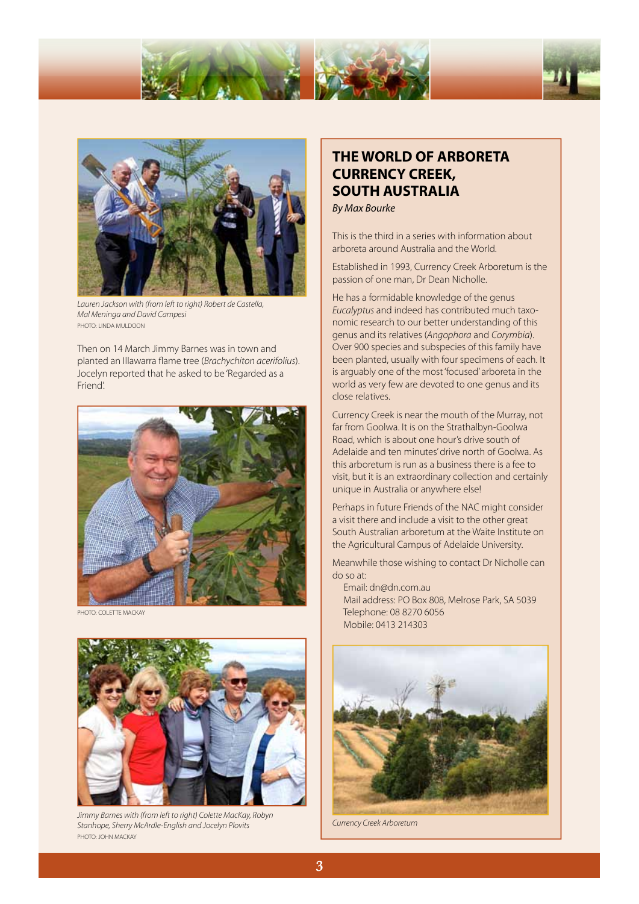*Lauren Jackson with (from left to right) Robert de Castella, Mal Meninga and David Campesi*
PHOTO: LINDA MULDOON

Then on 14 March Jimmy Barnes was in town and planted an Illawarra flame tree (*Brachychiton acerifolius*). Jocelyn reported that he asked to be 'Regarded as a Friend'.

PHOTO: COLETTE MACKAY

*Jimmy Barnes with (from left to right) Colette MacKay, Robyn Stanhope, Sherry McArdle-English and Jocelyn Plovits*
PHOTO: JOHN MACKAY

## THE WORLD OF ARBORETA CURRENCY CREEK, SOUTH AUSTRALIA

*By Max Bourke*

This is the third in a series with information about arboreta around Australia and the World.

Established in 1993, Currency Creek Arboretum is the passion of one man, Dr Dean Nicholle.

He has a formidable knowledge of the genus *Eucalyptus* and indeed has contributed much taxonomic research to our better understanding of this genus and its relatives (*Angophora* and *Corymbia*). Over 900 species and subspecies of this family have been planted, usually with four specimens of each. It is arguably one of the most 'focused' arboreta in the world as very few are devoted to one genus and its close relatives.

Currency Creek is near the mouth of the Murray, not far from Goolwa. It is on the Strathalbyn-Goolwa Road, which is about one hour's drive south of Adelaide and ten minutes' drive north of Goolwa. As this arboretum is run as a business there is a fee to visit, but it is an extraordinary collection and certainly unique in Australia or anywhere else!

Perhaps in future Friends of the NAC might consider a visit there and include a visit to the other great South Australian arboretum at the Waite Institute on the Agricultural Campus of Adelaide University.

Meanwhile those wishing to contact Dr Nicholle can do so at:

Email: dn@dn.com.au
Mail address: PO Box 808, Melrose Park, SA 5039
Telephone: 08 8270 6056
Mobile: 0413 214303

*Currency Creek Arboretum*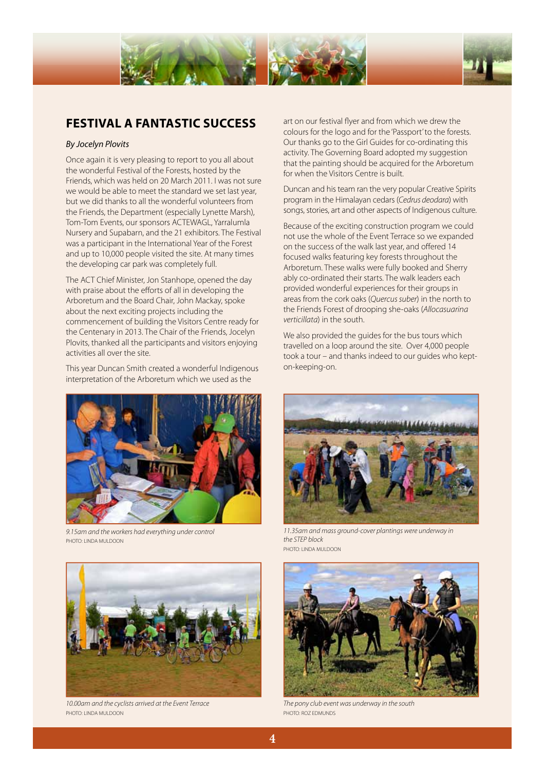## FESTIVAL A FANTASTIC SUCCESS

*By Jocelyn Plovits*

Once again it is very pleasing to report to you all about the wonderful Festival of the Forests, hosted by the Friends, which was held on 20 March 2011. I was not sure we would be able to meet the standard we set last year, but we did thanks to all the wonderful volunteers from the Friends, the Department (especially Lynette Marsh), Tom-Tom Events, our sponsors ACTEWAGL, Yarralumla Nursery and Supabarn, and the 21 exhibitors. The Festival was a participant in the International Year of the Forest and up to 10,000 people visited the site. At many times the developing car park was completely full.

The ACT Chief Minister, Jon Stanhope, opened the day with praise about the efforts of all in developing the Arboretum and the Board Chair, John Mackay, spoke about the next exciting projects including the commencement of building the Visitors Centre ready for the Centenary in 2013. The Chair of the Friends, Jocelyn Plovits, thanked all the participants and visitors enjoying activities all over the site.

This year Duncan Smith created a wonderful Indigenous interpretation of the Arboretum which we used as the art on our festival flyer and from which we drew the colours for the logo and for the 'Passport' to the forests. Our thanks go to the Girl Guides for co-ordinating this activity. The Governing Board adopted my suggestion that the painting should be acquired for the Arboretum for when the Visitors Centre is built.

Duncan and his team ran the very popular Creative Spirits program in the Himalayan cedars (*Cedrus deodara*) with songs, stories, art and other aspects of Indigenous culture.

Because of the exciting construction program we could not use the whole of the Event Terrace so we expanded on the success of the walk last year, and offered 14 focused walks featuring key forests throughout the Arboretum. These walks were fully booked and Sherry ably co-ordinated their starts. The walk leaders each provided wonderful experiences for their groups in areas from the cork oaks (*Quercus suber*) in the north to the Friends Forest of drooping she-oaks (*Allocasuarina verticillata*) in the south.

We also provided the guides for the bus tours which travelled on a loop around the site. Over 4,000 people took a tour – and thanks indeed to our guides who kept-on-keeping-on.

*9.15am and the workers had everything under control*
PHOTO: LINDA MULDOON

*11.35am and mass ground-cover plantings were underway in the STEP block*
PHOTO: LINDA MULDOON

*10.00am and the cyclists arrived at the Event Terrace*
PHOTO: LINDA MULDOON

*The pony club event was underway in the south*
PHOTO: ROZ EDMUNDS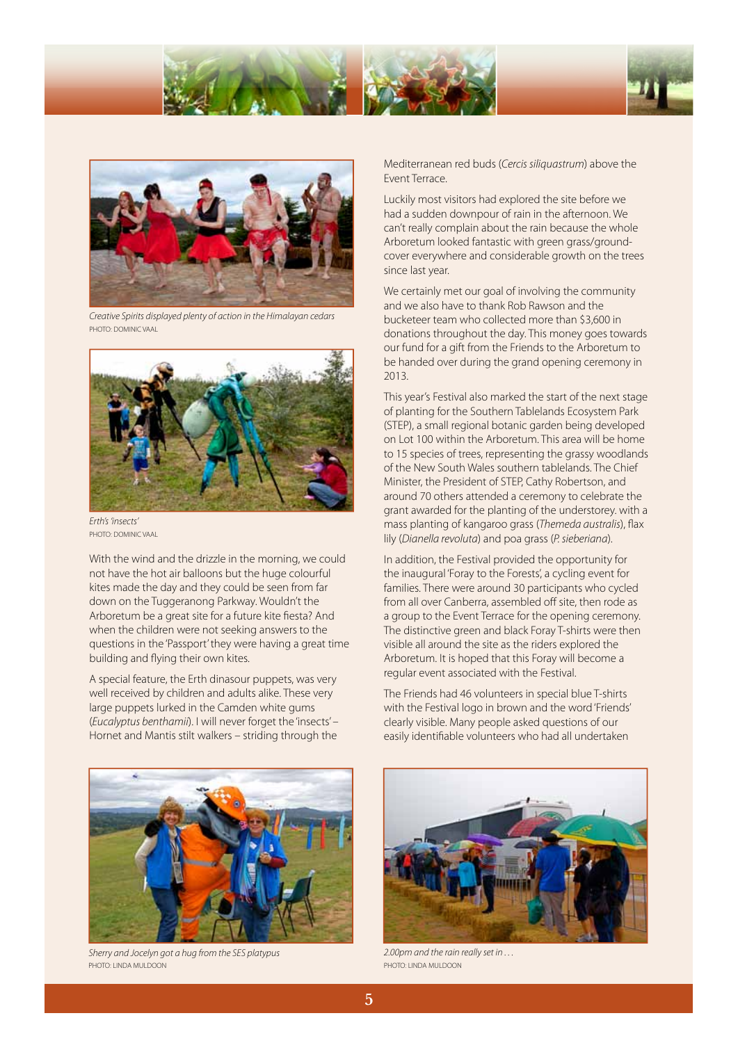*Creative Spirits displayed plenty of action in the Himalayan cedars*
PHOTO: DOMINIC VAAL

*Erth's 'insects'*
PHOTO: DOMINIC VAAL

With the wind and the drizzle in the morning, we could not have the hot air balloons but the huge colourful kites made the day and they could be seen from far down on the Tuggeranong Parkway. Wouldn't the Arboretum be a great site for a future kite fiesta? And when the children were not seeking answers to the questions in the 'Passport' they were having a great time building and flying their own kites.

A special feature, the Erth dinasour puppets, was very well received by children and adults alike. These very large puppets lurked in the Camden white gums (*Eucalyptus benthamii*). I will never forget the 'insects' – Hornet and Mantis stilt walkers – striding through the Mediterranean red buds (*Cercis siliquastrum*) above the Event Terrace.

Luckily most visitors had explored the site before we had a sudden downpour of rain in the afternoon. We can't really complain about the rain because the whole Arboretum looked fantastic with green grass/ground-cover everywhere and considerable growth on the trees since last year.

We certainly met our goal of involving the community and we also have to thank Rob Rawson and the bucketeer team who collected more than $3,600 in donations throughout the day. This money goes towards our fund for a gift from the Friends to the Arboretum to be handed over during the grand opening ceremony in 2013.

This year's Festival also marked the start of the next stage of planting for the Southern Tablelands Ecosystem Park (STEP), a small regional botanic garden being developed on Lot 100 within the Arboretum. This area will be home to 15 species of trees, representing the grassy woodlands of the New South Wales southern tablelands. The Chief Minister, the President of STEP, Cathy Robertson, and around 70 others attended a ceremony to celebrate the grant awarded for the planting of the understorey. with a mass planting of kangaroo grass (*Themeda australis*), flax lily (*Dianella revoluta*) and poa grass (*P. sieberiana*).

In addition, the Festival provided the opportunity for the inaugural 'Foray to the Forests', a cycling event for families. There were around 30 participants who cycled from all over Canberra, assembled off site, then rode as a group to the Event Terrace for the opening ceremony. The distinctive green and black Foray T-shirts were then visible all around the site as the riders explored the Arboretum. It is hoped that this Foray will become a regular event associated with the Festival.

The Friends had 46 volunteers in special blue T-shirts with the Festival logo in brown and the word 'Friends' clearly visible. Many people asked questions of our easily identifiable volunteers who had all undertaken

*Sherry and Jocelyn got a hug from the SES platypus*
PHOTO: LINDA MULDOON

*2.00pm and the rain really set in . . .*
PHOTO: LINDA MULDOON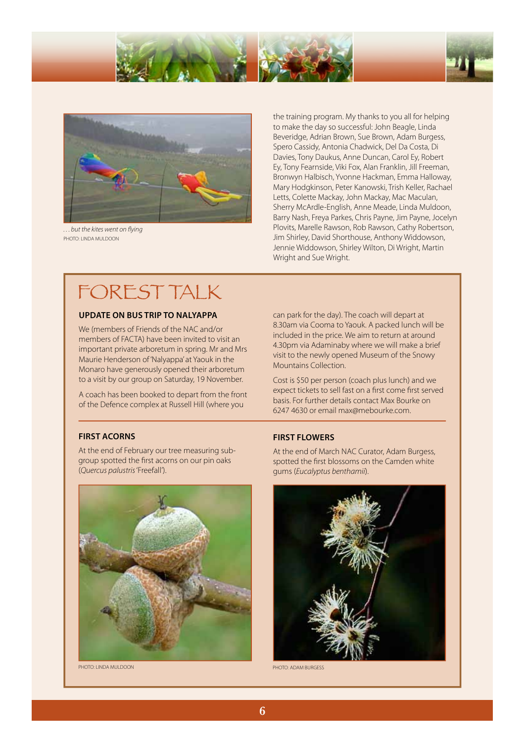*. . . but the kites went on flying*
PHOTO: LINDA MULDOON

the training program. My thanks to you all for helping to make the day so successful: John Beagle, Linda Beveridge, Adrian Brown, Sue Brown, Adam Burgess, Spero Cassidy, Antonia Chadwick, Del Da Costa, Di Davies, Tony Daukus, Anne Duncan, Carol Ey, Robert Ey, Tony Fearnside, Viki Fox, Alan Franklin, Jill Freeman, Bronwyn Halbisch, Yvonne Hackman, Emma Halloway, Mary Hodgkinson, Peter Kanowski, Trish Keller, Rachael Letts, Colette Mackay, John Mackay, Mac Maculan, Sherry McArdle-English, Anne Meade, Linda Muldoon, Barry Nash, Freya Parkes, Chris Payne, Jim Payne, Jocelyn Plovits, Marelle Rawson, Rob Rawson, Cathy Robertson, Jim Shirley, David Shorthouse, Anthony Widdowson, Jennie Widdowson, Shirley Wilton, Di Wright, Martin Wright and Sue Wright.

# FOREST TALK

### UPDATE ON BUS TRIP TO NALYAPPA

We (members of Friends of the NAC and/or members of FACTA) have been invited to visit an important private arboretum in spring. Mr and Mrs Maurie Henderson of 'Nalyappa' at Yaouk in the Monaro have generously opened their arboretum to a visit by our group on Saturday, 19 November.

A coach has been booked to depart from the front of the Defence complex at Russell Hill (where you can park for the day). The coach will depart at 8.30am via Cooma to Yaouk. A packed lunch will be included in the price. We aim to return at around 4.30pm via Adaminaby where we will make a brief visit to the newly opened Museum of the Snowy Mountains Collection.

Cost is $50 per person (coach plus lunch) and we expect tickets to sell fast on a first come first served basis. For further details contact Max Bourke on 6247 4630 or email max@mebourke.com.

### FIRST ACORNS

At the end of February our tree measuring sub-group spotted the first acorns on our pin oaks (*Quercus palustris* 'Freefall').

PHOTO: LINDA MULDOON

### FIRST FLOWERS

At the end of March NAC Curator, Adam Burgess, spotted the first blossoms on the Camden white gums (*Eucalyptus benthamii*).

PHOTO: ADAM BURGESS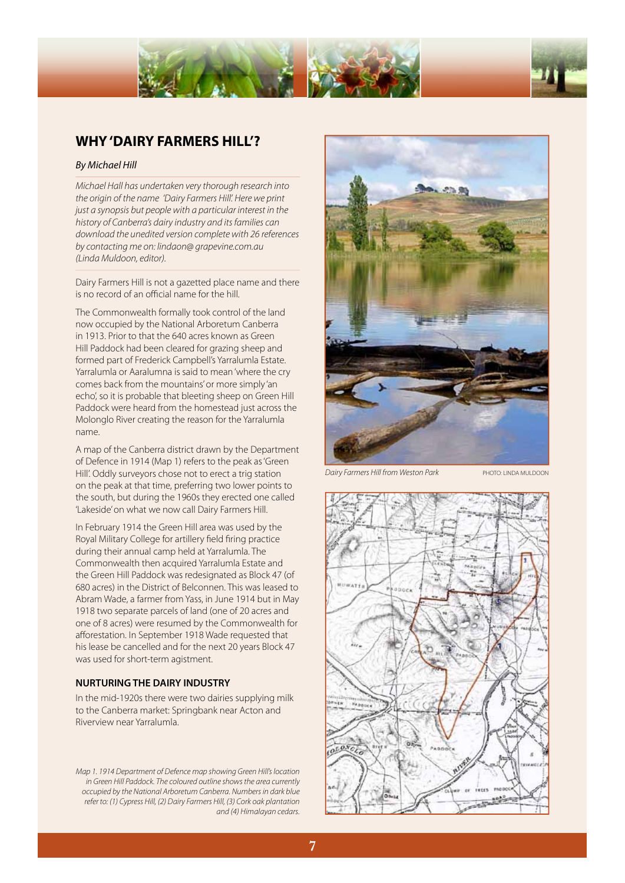## WHY 'DAIRY FARMERS HILL'?

*By Michael Hill*

*Michael Hall has undertaken very thorough research into the origin of the name 'Dairy Farmers Hill'. Here we print just a synopsis but people with a particular interest in the history of Canberra's dairy industry and its families can download the unedited version complete with 26 references by contacting me on: lindaon@ grapevine.com.au (Linda Muldoon, editor).*

Dairy Farmers Hill is not a gazetted place name and there is no record of an official name for the hill.

The Commonwealth formally took control of the land now occupied by the National Arboretum Canberra in 1913. Prior to that the 640 acres known as Green Hill Paddock had been cleared for grazing sheep and formed part of Frederick Campbell's Yarralumla Estate. Yarralumla or Aaralumna is said to mean 'where the cry comes back from the mountains' or more simply 'an echo', so it is probable that bleeting sheep on Green Hill Paddock were heard from the homestead just across the Molonglo River creating the reason for the Yarralumla name.

A map of the Canberra district drawn by the Department of Defence in 1914 (Map 1) refers to the peak as 'Green Hill'. Oddly surveyors chose not to erect a trig station on the peak at that time, preferring two lower points to the south, but during the 1960s they erected one called 'Lakeside' on what we now call Dairy Farmers Hill.

In February 1914 the Green Hill area was used by the Royal Military College for artillery field firing practice during their annual camp held at Yarralumla. The Commonwealth then acquired Yarralumla Estate and the Green Hill Paddock was redesignated as Block 47 (of 680 acres) in the District of Belconnen. This was leased to Abram Wade, a farmer from Yass, in June 1914 but in May 1918 two separate parcels of land (one of 20 acres and one of 8 acres) were resumed by the Commonwealth for afforestation. In September 1918 Wade requested that his lease be cancelled and for the next 20 years Block 47 was used for short-term agistment.

### NURTURING THE DAIRY INDUSTRY

In the mid-1920s there were two dairies supplying milk to the Canberra market: Springbank near Acton and Riverview near Yarralumla.

*Dairy Farmers Hill from Weston Park* PHOTO: LINDA MULDOON

*Map 1. 1914 Department of Defence map showing Green Hill's location in Green Hill Paddock. The coloured outline shows the area currently occupied by the National Arboretum Canberra. Numbers in dark blue refer to: (1) Cypress Hill, (2) Dairy Farmers Hill, (3) Cork oak plantation and (4) Himalayan cedars.*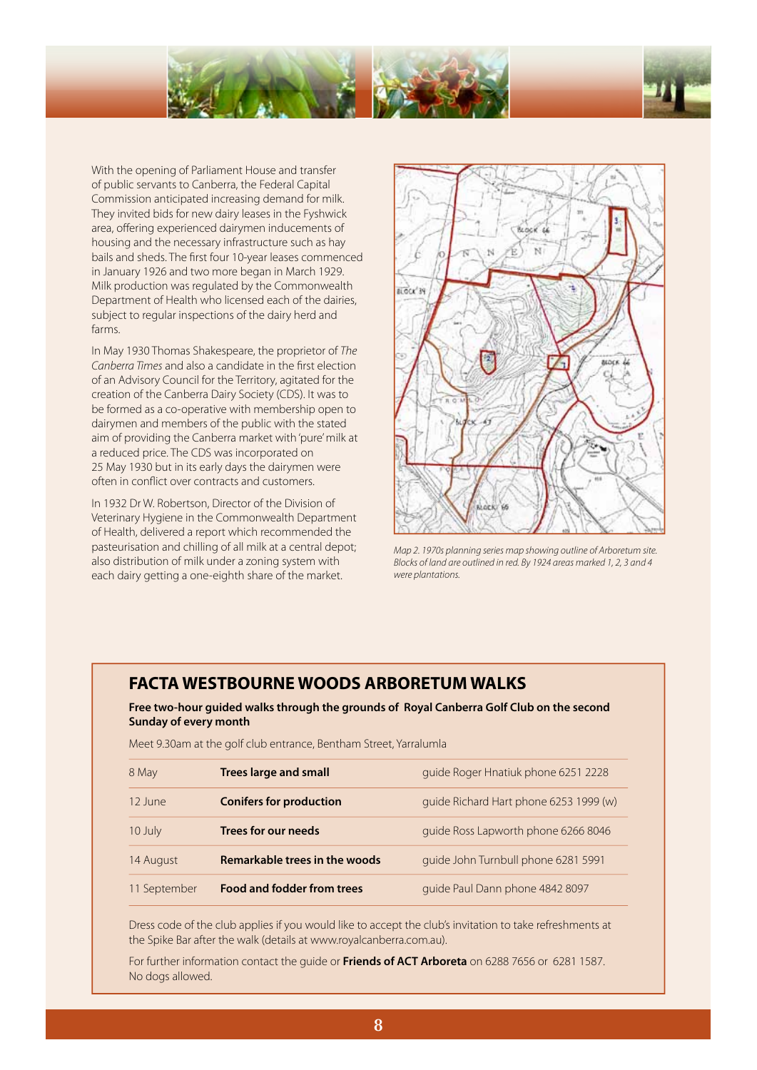With the opening of Parliament House and transfer of public servants to Canberra, the Federal Capital Commission anticipated increasing demand for milk. They invited bids for new dairy leases in the Fyshwick area, offering experienced dairymen inducements of housing and the necessary infrastructure such as hay bails and sheds. The first four 10-year leases commenced in January 1926 and two more began in March 1929. Milk production was regulated by the Commonwealth Department of Health who licensed each of the dairies, subject to regular inspections of the dairy herd and farms.

In May 1930 Thomas Shakespeare, the proprietor of *The Canberra Times* and also a candidate in the first election of an Advisory Council for the Territory, agitated for the creation of the Canberra Dairy Society (CDS). It was to be formed as a co-operative with membership open to dairymen and members of the public with the stated aim of providing the Canberra market with 'pure' milk at a reduced price. The CDS was incorporated on 25 May 1930 but in its early days the dairymen were often in conflict over contracts and customers.

In 1932 Dr W. Robertson, Director of the Division of Veterinary Hygiene in the Commonwealth Department of Health, delivered a report which recommended the pasteurisation and chilling of all milk at a central depot; also distribution of milk under a zoning system with each dairy getting a one-eighth share of the market.

*Map 2. 1970s planning series map showing outline of Arboretum site. Blocks of land are outlined in red. By 1924 areas marked 1, 2, 3 and 4 were plantations.*

## FACTA WESTBOURNE WOODS ARBORETUM WALKS

**Free two-hour guided walks through the grounds of Royal Canberra Golf Club on the second Sunday of every month**

Meet 9.30am at the golf club entrance, Bentham Street, Yarralumla

| | | |
|---|---|---|
| 8 May | **Trees large and small** | guide Roger Hnatiuk phone 6251 2228 |
| 12 June | **Conifers for production** | guide Richard Hart phone 6253 1999 (w) |
| 10 July | **Trees for our needs** | guide Ross Lapworth phone 6266 8046 |
| 14 August | **Remarkable trees in the woods** | guide John Turnbull phone 6281 5991 |
| 11 September | **Food and fodder from trees** | guide Paul Dann phone 4842 8097 |

Dress code of the club applies if you would like to accept the club's invitation to take refreshments at the Spike Bar after the walk (details at www.royalcanberra.com.au).

For further information contact the guide or **Friends of ACT Arboreta** on 6288 7656 or 6281 1587. No dogs allowed.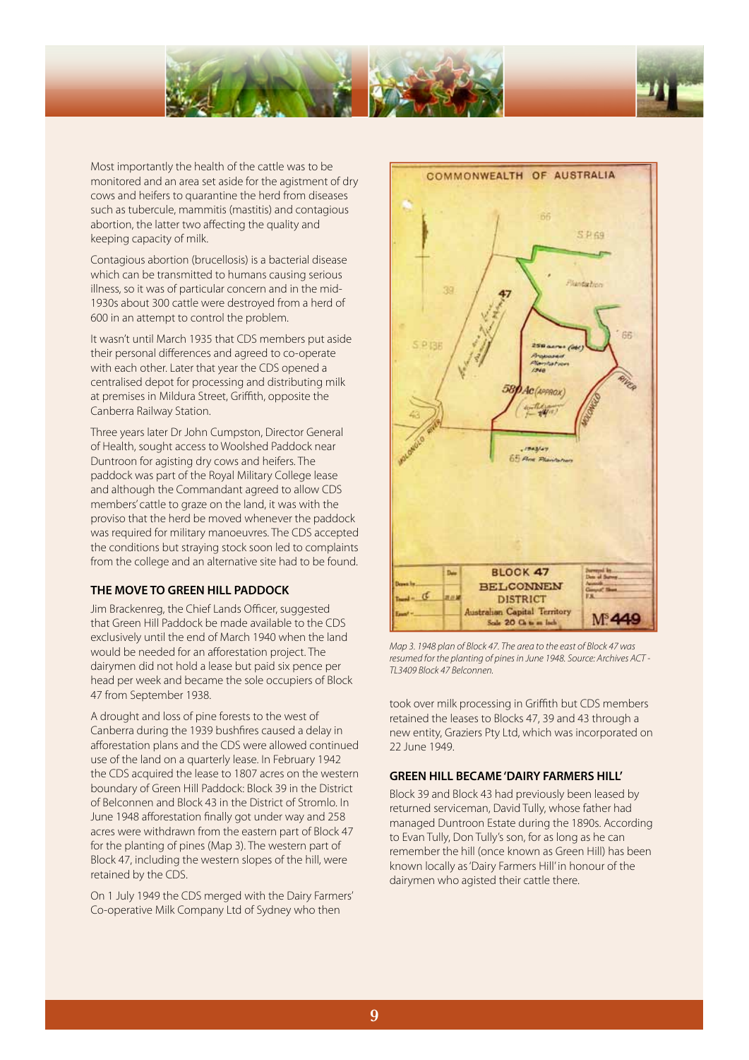Most importantly the health of the cattle was to be monitored and an area set aside for the agistment of dry cows and heifers to quarantine the herd from diseases such as tubercule, mammitis (mastitis) and contagious abortion, the latter two affecting the quality and keeping capacity of milk.

Contagious abortion (brucellosis) is a bacterial disease which can be transmitted to humans causing serious illness, so it was of particular concern and in the mid-1930s about 300 cattle were destroyed from a herd of 600 in an attempt to control the problem.

It wasn't until March 1935 that CDS members put aside their personal differences and agreed to co-operate with each other. Later that year the CDS opened a centralised depot for processing and distributing milk at premises in Mildura Street, Griffith, opposite the Canberra Railway Station.

Three years later Dr John Cumpston, Director General of Health, sought access to Woolshed Paddock near Duntroon for agisting dry cows and heifers. The paddock was part of the Royal Military College lease and although the Commandant agreed to allow CDS members' cattle to graze on the land, it was with the proviso that the herd be moved whenever the paddock was required for military manoeuvres. The CDS accepted the conditions but straying stock soon led to complaints from the college and an alternative site had to be found.

## THE MOVE TO GREEN HILL PADDOCK

Jim Brackenreg, the Chief Lands Officer, suggested that Green Hill Paddock be made available to the CDS exclusively until the end of March 1940 when the land would be needed for an afforestation project. The dairymen did not hold a lease but paid six pence per head per week and became the sole occupiers of Block 47 from September 1938.

A drought and loss of pine forests to the west of Canberra during the 1939 bushfires caused a delay in afforestation plans and the CDS were allowed continued use of the land on a quarterly lease. In February 1942 the CDS acquired the lease to 1807 acres on the western boundary of Green Hill Paddock: Block 39 in the District of Belconnen and Block 43 in the District of Stromlo. In June 1948 afforestation finally got under way and 258 acres were withdrawn from the eastern part of Block 47 for the planting of pines (Map 3). The western part of Block 47, including the western slopes of the hill, were retained by the CDS.

On 1 July 1949 the CDS merged with the Dairy Farmers' Co-operative Milk Company Ltd of Sydney who then took over milk processing in Griffith but CDS members retained the leases to Blocks 47, 39 and 43 through a new entity, Graziers Pty Ltd, which was incorporated on 22 June 1949.

*Map 3. 1948 plan of Block 47. The area to the east of Block 47 was resumed for the planting of pines in June 1948. Source: Archives ACT - TL3409 Block 47 Belconnen.*

## GREEN HILL BECAME 'DAIRY FARMERS HILL'

Block 39 and Block 43 had previously been leased by returned serviceman, David Tully, whose father had managed Duntroon Estate during the 1890s. According to Evan Tully, Don Tully's son, for as long as he can remember the hill (once known as Green Hill) has been known locally as 'Dairy Farmers Hill' in honour of the dairymen who agisted their cattle there.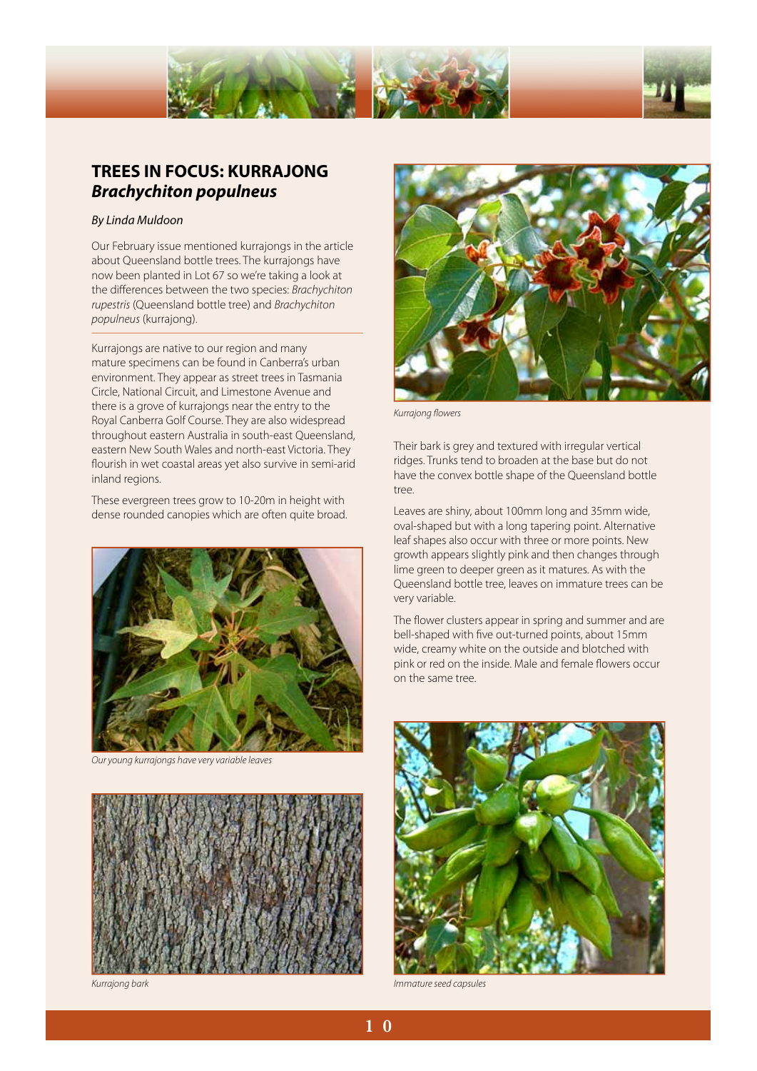# TREES IN FOCUS: KURRAJONG *Brachychiton populneus*

*By Linda Muldoon*

Our February issue mentioned kurrajongs in the article about Queensland bottle trees. The kurrajongs have now been planted in Lot 67 so we're taking a look at the differences between the two species: *Brachychiton rupestris* (Queensland bottle tree) and *Brachychiton populneus* (kurrajong).

Kurrajongs are native to our region and many mature specimens can be found in Canberra's urban environment. They appear as street trees in Tasmania Circle, National Circuit, and Limestone Avenue and there is a grove of kurrajongs near the entry to the Royal Canberra Golf Course. They are also widespread throughout eastern Australia in south-east Queensland, eastern New South Wales and north-east Victoria. They flourish in wet coastal areas yet also survive in semi-arid inland regions.

These evergreen trees grow to 10-20m in height with dense rounded canopies which are often quite broad.

*Our young kurrajongs have very variable leaves*

*Kurrajong bark*

*Kurrajong flowers*

Their bark is grey and textured with irregular vertical ridges. Trunks tend to broaden at the base but do not have the convex bottle shape of the Queensland bottle tree.

Leaves are shiny, about 100mm long and 35mm wide, oval-shaped but with a long tapering point. Alternative leaf shapes also occur with three or more points. New growth appears slightly pink and then changes through lime green to deeper green as it matures. As with the Queensland bottle tree, leaves on immature trees can be very variable.

The flower clusters appear in spring and summer and are bell-shaped with five out-turned points, about 15mm wide, creamy white on the outside and blotched with pink or red on the inside. Male and female flowers occur on the same tree.

*Immature seed capsules*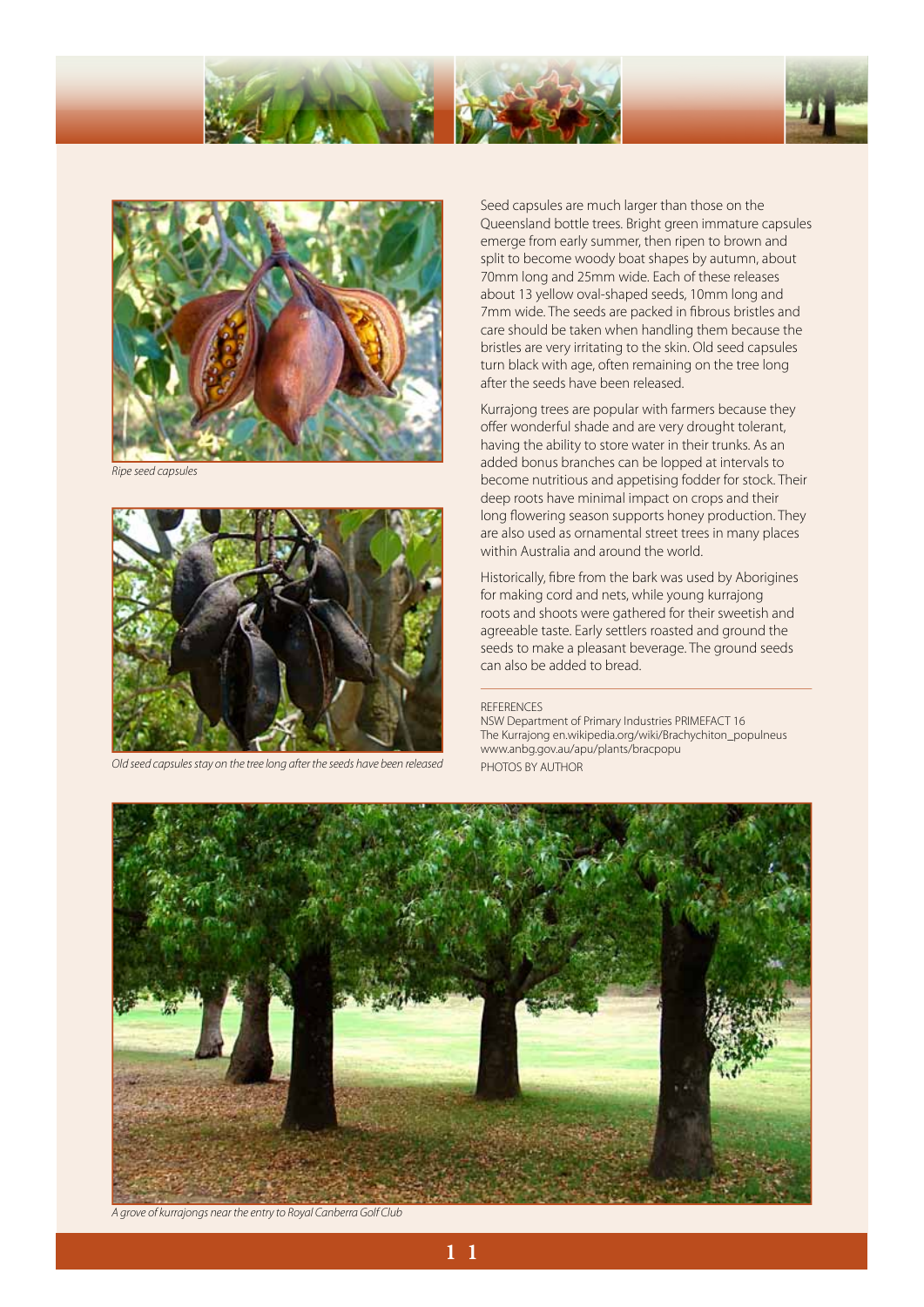Ripe seed capsules

Old seed capsules stay on the tree long after the seeds have been released

Seed capsules are much larger than those on the Queensland bottle trees. Bright green immature capsules emerge from early summer, then ripen to brown and split to become woody boat shapes by autumn, about 70mm long and 25mm wide. Each of these releases about 13 yellow oval-shaped seeds, 10mm long and 7mm wide. The seeds are packed in fibrous bristles and care should be taken when handling them because the bristles are very irritating to the skin. Old seed capsules turn black with age, often remaining on the tree long after the seeds have been released.

Kurrajong trees are popular with farmers because they offer wonderful shade and are very drought tolerant, having the ability to store water in their trunks. As an added bonus branches can be lopped at intervals to become nutritious and appetising fodder for stock. Their deep roots have minimal impact on crops and their long flowering season supports honey production. They are also used as ornamental street trees in many places within Australia and around the world.

Historically, fibre from the bark was used by Aborigines for making cord and nets, while young kurrajong roots and shoots were gathered for their sweetish and agreeable taste. Early settlers roasted and ground the seeds to make a pleasant beverage. The ground seeds can also be added to bread.

REFERENCES

NSW Department of Primary Industries PRIMEFACT 16

The Kurrajong en.wikipedia.org/wiki/Brachychiton_populneus

www.anbg.gov.au/apu/plants/bracpopu

PHOTOS BY AUTHOR

A grove of kurrajongs near the entry to Royal Canberra Golf Club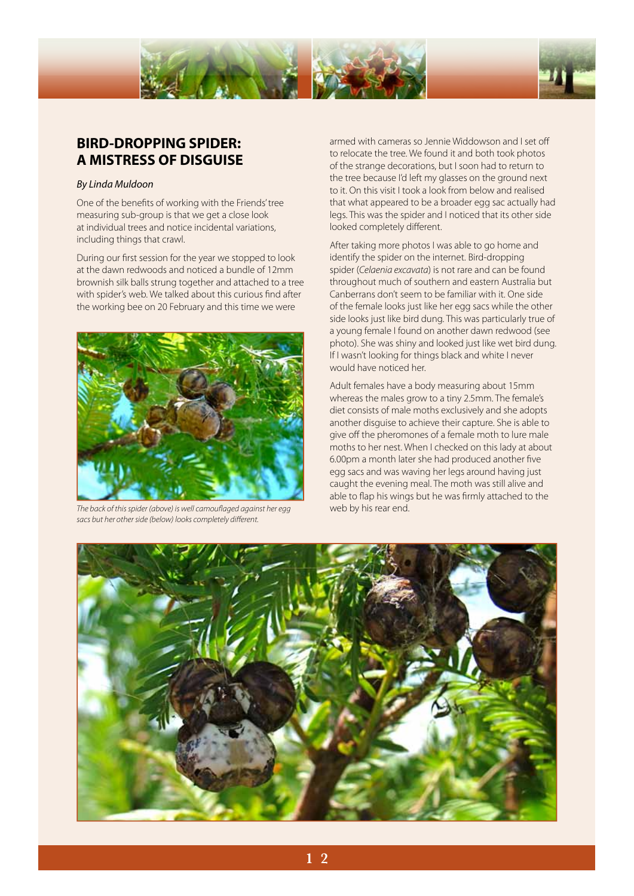## BIRD-DROPPING SPIDER: A MISTRESS OF DISGUISE

*By Linda Muldoon*

One of the benefits of working with the Friends' tree measuring sub-group is that we get a close look at individual trees and notice incidental variations, including things that crawl.

During our first session for the year we stopped to look at the dawn redwoods and noticed a bundle of 12mm brownish silk balls strung together and attached to a tree with spider's web. We talked about this curious find after the working bee on 20 February and this time we were armed with cameras so Jennie Widdowson and I set off to relocate the tree. We found it and both took photos of the strange decorations, but I soon had to return to the tree because I'd left my glasses on the ground next to it. On this visit I took a look from below and realised that what appeared to be a broader egg sac actually had legs. This was the spider and I noticed that its other side looked completely different.

*The back of this spider (above) is well camouflaged against her egg sacs but her other side (below) looks completely different.*

After taking more photos I was able to go home and identify the spider on the internet. Bird-dropping spider (*Celaenia excavata*) is not rare and can be found throughout much of southern and eastern Australia but Canberrans don't seem to be familiar with it. One side of the female looks just like her egg sacs while the other side looks just like bird dung. This was particularly true of a young female I found on another dawn redwood (see photo). She was shiny and looked just like wet bird dung. If I wasn't looking for things black and white I never would have noticed her.

Adult females have a body measuring about 15mm whereas the males grow to a tiny 2.5mm. The female's diet consists of male moths exclusively and she adopts another disguise to achieve their capture. She is able to give off the pheromones of a female moth to lure male moths to her nest. When I checked on this lady at about 6.00pm a month later she had produced another five egg sacs and was waving her legs around having just caught the evening meal. The moth was still alive and able to flap his wings but he was firmly attached to the web by his rear end.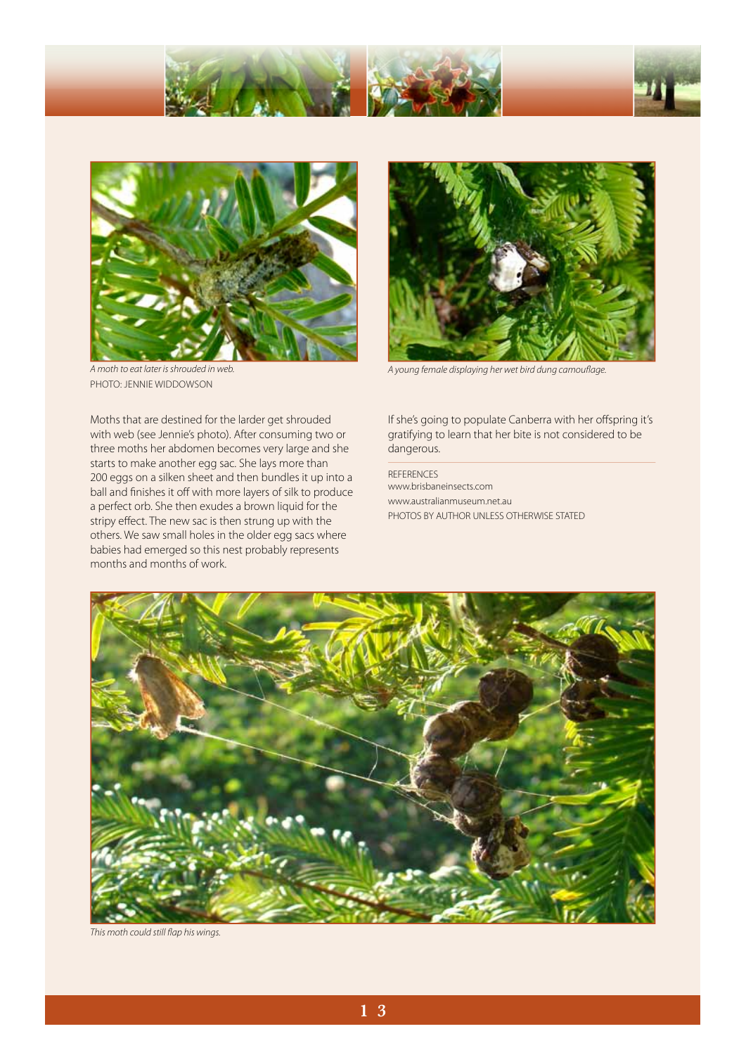*A moth to eat later is shrouded in web.*
PHOTO: JENNIE WIDDOWSON

*A young female displaying her wet bird dung camouflage.*

Moths that are destined for the larder get shrouded with web (see Jennie's photo). After consuming two or three moths her abdomen becomes very large and she starts to make another egg sac. She lays more than 200 eggs on a silken sheet and then bundles it up into a ball and finishes it off with more layers of silk to produce a perfect orb. She then exudes a brown liquid for the stripy effect. The new sac is then strung up with the others. We saw small holes in the older egg sacs where babies had emerged so this nest probably represents months and months of work.

If she's going to populate Canberra with her offspring it's gratifying to learn that her bite is not considered to be dangerous.

REFERENCES
www.brisbaneinsects.com
www.australianmuseum.net.au
PHOTOS BY AUTHOR UNLESS OTHERWISE STATED

*This moth could still flap his wings.*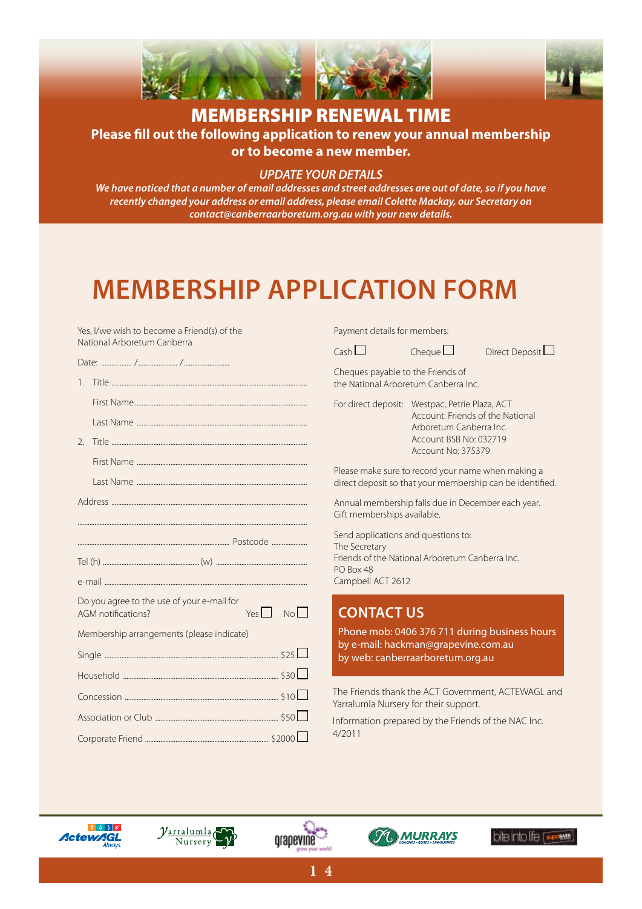# MEMBERSHIP RENEWAL TIME

**Please fill out the following application to renew your annual membership or to become a new member.**

*UPDATE YOUR DETAILS*

*We have noticed that a number of email addresses and street addresses are out of date, so if you have recently changed your address or email address, please email Colette Mackay, our Secretary on contact@canberraarboretum.org.au with your new details.*

# MEMBERSHIP APPLICATION FORM

Yes, I/we wish to become a Friend(s) of the National Arboretum Canberra

Date: ............ /............ /............

1. Title ............

   First Name ............

   Last Name ............

2. Title ............

   First Name ............

   Last Name ............

Address ............

............

............ Postcode ............

Tel (h) ............ (w) ............

e-mail ............

Do you agree to the use of your e-mail for AGM notifications? Yes ☐ No ☐

Membership arrangements (please indicate)

Single ............ $25 ☐

Household ............ $30 ☐

Concession ............ $10 ☐

Association or Club ............ $50 ☐

Corporate Friend ............ $2000 ☐

Payment details for members:

Cash ☐ Cheque ☐ Direct Deposit ☐

Cheques payable to the Friends of the National Arboretum Canberra Inc.

For direct deposit: Westpac, Petrie Plaza, ACT
Account: Friends of the National Arboretum Canberra Inc.
Account BSB No: 032719
Account No: 375379

Please make sure to record your name when making a direct deposit so that your membership can be identified.

Annual membership falls due in December each year. Gift memberships available.

Send applications and questions to:
The Secretary
Friends of the National Arboretum Canberra Inc.
PO Box 48
Campbell ACT 2612

## CONTACT US

Phone mob: 0406 376 711 during business hours
by e-mail: hackman@grapevine.com.au
by web: canberraarboretum.org.au

The Friends thank the ACT Government, ACTEWAGL and Yarralumla Nursery for their support.

Information prepared by the Friends of the NAC Inc. 4/2011